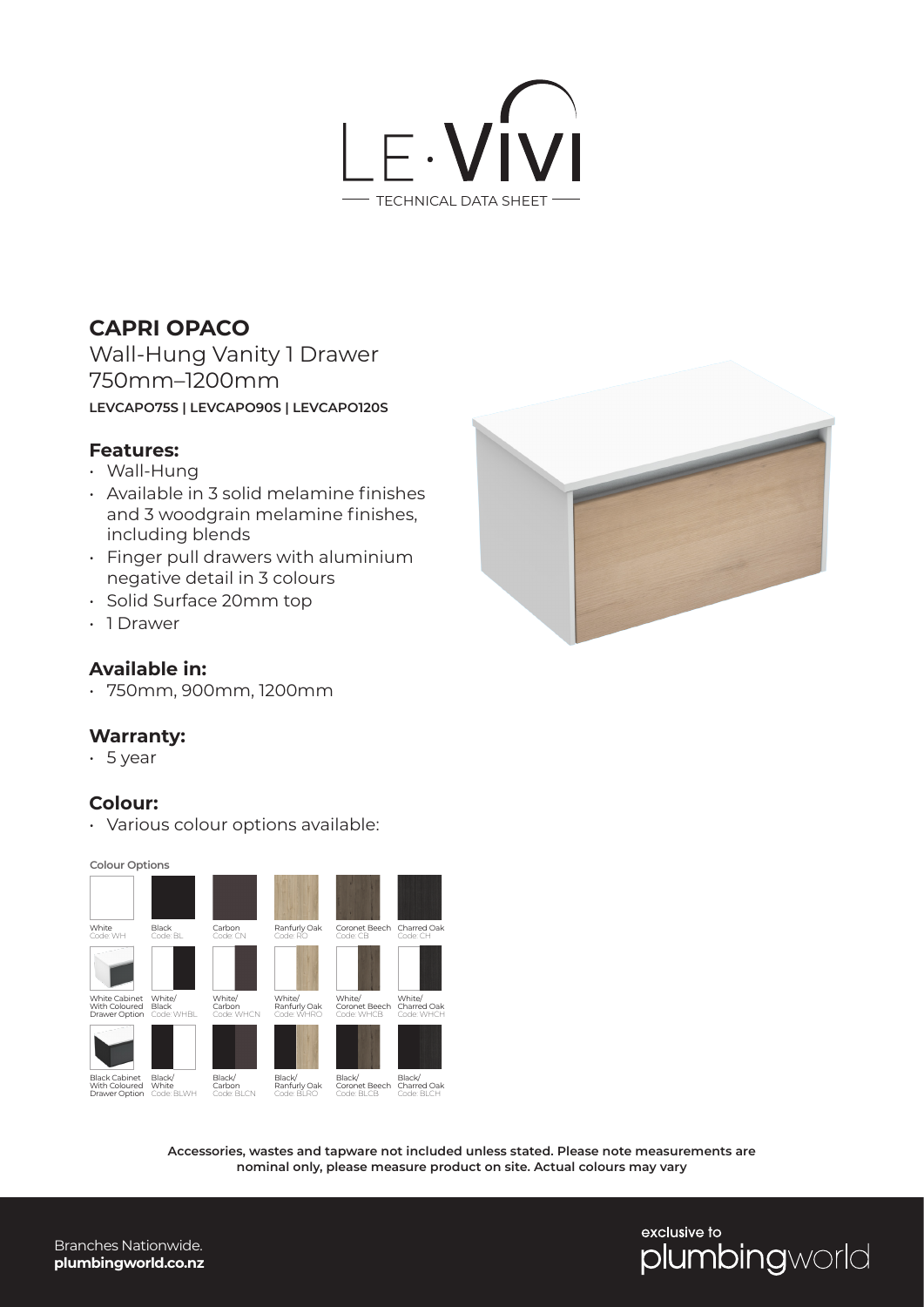LE·VIVI

TECHNICAL DATA SHEET

## CAPRI OPACO

Wall-Hung Vanity 1 Drawer
750mm–1200mm

**LEVCAPO75S | LEVCAPO90S | LEVCAPO120S**

### Features:

- Wall-Hung
- Available in 3 solid melamine finishes and 3 woodgrain melamine finishes, including blends
- Finger pull drawers with aluminium negative detail in 3 colours
- Solid Surface 20mm top
- 1 Drawer

### Available in:

- 750mm, 900mm, 1200mm

### Warranty:

- 5 year

### Colour:

- Various colour options available:

**Colour Options**

| | | | | | |
|---|---|---|---|---|---|
| White Code: WH | Black Code: BL | Carbon Code: CN | Ranfurly Oak Code: RO | Coronet Beech Code: CB | Charred Oak Code: CH |
| White Cabinet With Coloured Drawer Option | White/ Black Code: WHBL | White/ Carbon Code: WHCN | White/ Ranfurly Oak Code: WHRO | White/ Coronet Beech Code: WHCB | White/ Charred Oak Code: WHCH |
| Black Cabinet With Coloured Drawer Option | Black/ White Code: BLWH | Black/ Carbon Code: BLCN | Black/ Ranfurly Oak Code: BLRO | Black/ Coronet Beech Code: BLCB | Black/ Charred Oak Code: BLCH |

**Accessories, wastes and tapware not included unless stated. Please note measurements are nominal only, please measure product on site. Actual colours may vary**

Branches Nationwide.
**plumbingworld.co.nz**

exclusive to plumbingworld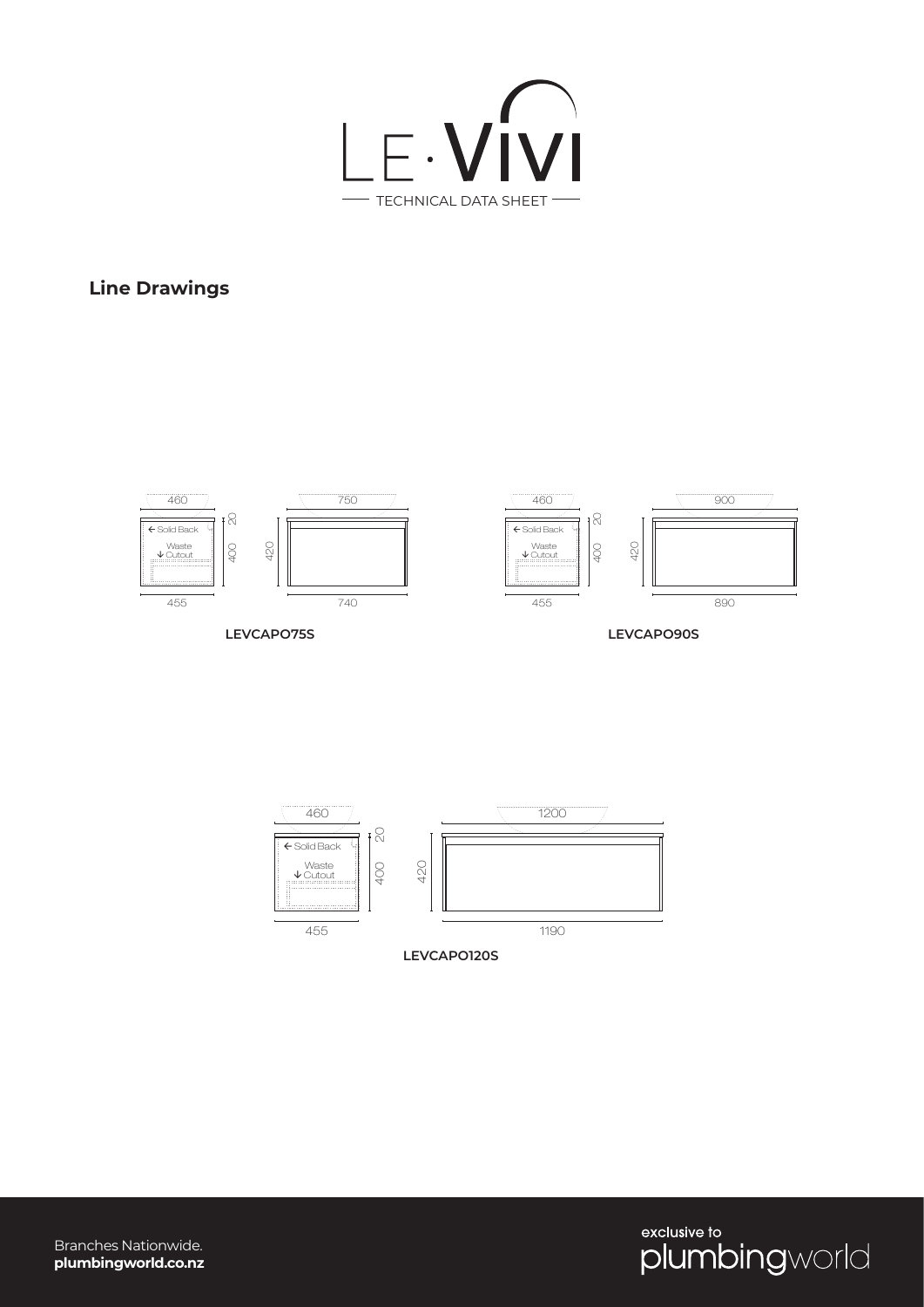# LE·VIVI

TECHNICAL DATA SHEET

## Line Drawings

460
20
Solid Back
Waste
Cutout
400
455
750
420
740

**LEVCAPO75S**

460
20
Solid Back
Waste
Cutout
400
455
900
420
890

**LEVCAPO90S**

460
20
Solid Back
Waste
Cutout
400
455
1200
420
1190

**LEVCAPO120S**

Branches Nationwide.
**plumbingworld.co.nz**

exclusive to plumbingworld